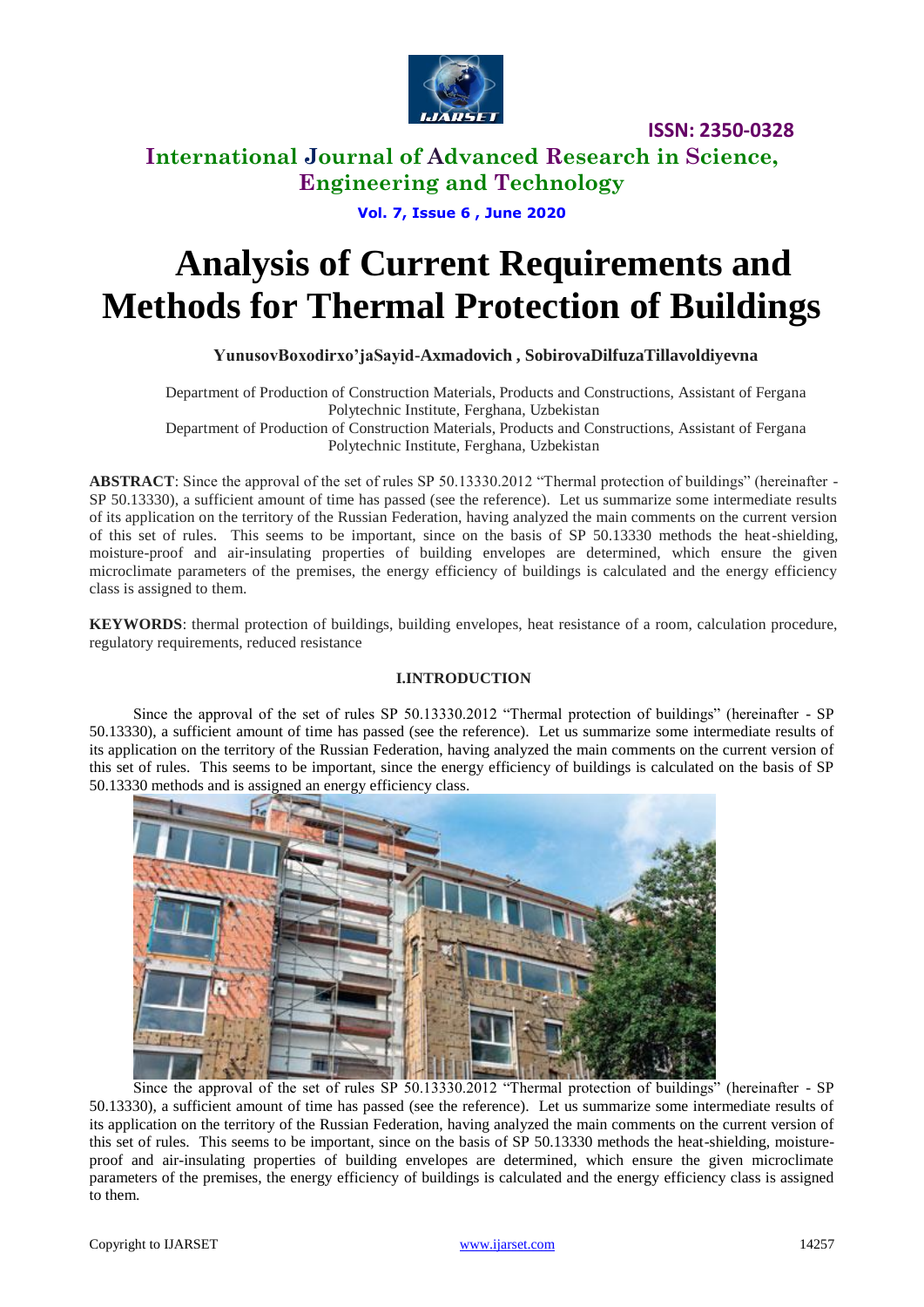# Analysis of Current Requirements and Methods for Thermal Protection of Buildings

**YunusovBoxodirxo'jaSayid-Axmadovich , SobirovaDilfuzaTillavoldiyevna**

Department of Production of Construction Materials, Products and Constructions, Assistant of Fergana Polytechnic Institute, Ferghana, Uzbekistan

Department of Production of Construction Materials, Products and Constructions, Assistant of Fergana Polytechnic Institute, Ferghana, Uzbekistan

**ABSTRACT**: Since the approval of the set of rules SP 50.13330.2012 "Thermal protection of buildings" (hereinafter - SP 50.13330), a sufficient amount of time has passed (see the reference). Let us summarize some intermediate results of its application on the territory of the Russian Federation, having analyzed the main comments on the current version of this set of rules. This seems to be important, since on the basis of SP 50.13330 methods the heat-shielding, moisture-proof and air-insulating properties of building envelopes are determined, which ensure the given microclimate parameters of the premises, the energy efficiency of buildings is calculated and the energy efficiency class is assigned to them.

**KEYWORDS**: thermal protection of buildings, building envelopes, heat resistance of a room, calculation procedure, regulatory requirements, reduced resistance

## I.INTRODUCTION

Since the approval of the set of rules SP 50.13330.2012 "Thermal protection of buildings" (hereinafter - SP 50.13330), a sufficient amount of time has passed (see the reference). Let us summarize some intermediate results of its application on the territory of the Russian Federation, having analyzed the main comments on the current version of this set of rules. This seems to be important, since the energy efficiency of buildings is calculated on the basis of SP 50.13330 methods and is assigned an energy efficiency class.

Since the approval of the set of rules SP 50.13330.2012 "Thermal protection of buildings" (hereinafter - SP 50.13330), a sufficient amount of time has passed (see the reference). Let us summarize some intermediate results of its application on the territory of the Russian Federation, having analyzed the main comments on the current version of this set of rules. This seems to be important, since on the basis of SP 50.13330 methods the heat-shielding, moisture-proof and air-insulating properties of building envelopes are determined, which ensure the given microclimate parameters of the premises, the energy efficiency of buildings is calculated and the energy efficiency class is assigned to them.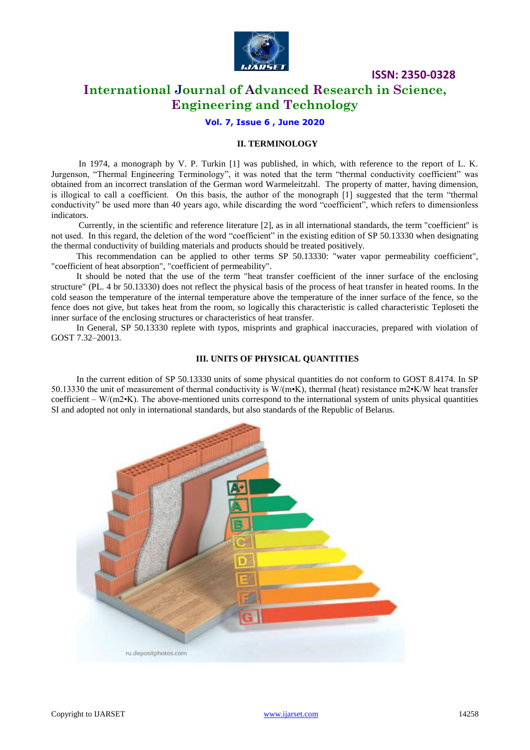## II. TERMINOLOGY

In 1974, a monograph by V. P. Turkin [1] was published, in which, with reference to the report of L. K. Jurgenson, "Thermal Engineering Terminology", it was noted that the term "thermal conductivity coefficient" was obtained from an incorrect translation of the German word Warmeleitzahl. The property of matter, having dimension, is illogical to call a coefficient. On this basis, the author of the monograph [1] suggested that the term "thermal conductivity" be used more than 40 years ago, while discarding the word "coefficient", which refers to dimensionless indicators.

Currently, in the scientific and reference literature [2], as in all international standards, the term "coefficient" is not used. In this regard, the deletion of the word "coefficient" in the existing edition of SP 50.13330 when designating the thermal conductivity of building materials and products should be treated positively.

This recommendation can be applied to other terms SP 50.13330: "water vapor permeability coefficient", "coefficient of heat absorption", "coefficient of permeability".

It should be noted that the use of the term "heat transfer coefficient of the inner surface of the enclosing structure" (PL. 4 br 50.13330) does not reflect the physical basis of the process of heat transfer in heated rooms. In the cold season the temperature of the internal temperature above the temperature of the inner surface of the fence, so the fence does not give, but takes heat from the room, so logically this characteristic is called characteristic Teploseti the inner surface of the enclosing structures or characteristics of heat transfer.

In General, SP 50.13330 replete with typos, misprints and graphical inaccuracies, prepared with violation of GOST 7.32–20013.

## III. UNITS OF PHYSICAL QUANTITIES

In the current edition of SP 50.13330 units of some physical quantities do not conform to GOST 8.4174. In SP 50.13330 the unit of measurement of thermal conductivity is W/(m•K), thermal (heat) resistance m2•K/W heat transfer coefficient – W/(m2•K). The above-mentioned units correspond to the international system of units physical quantities SI and adopted not only in international standards, but also standards of the Republic of Belarus.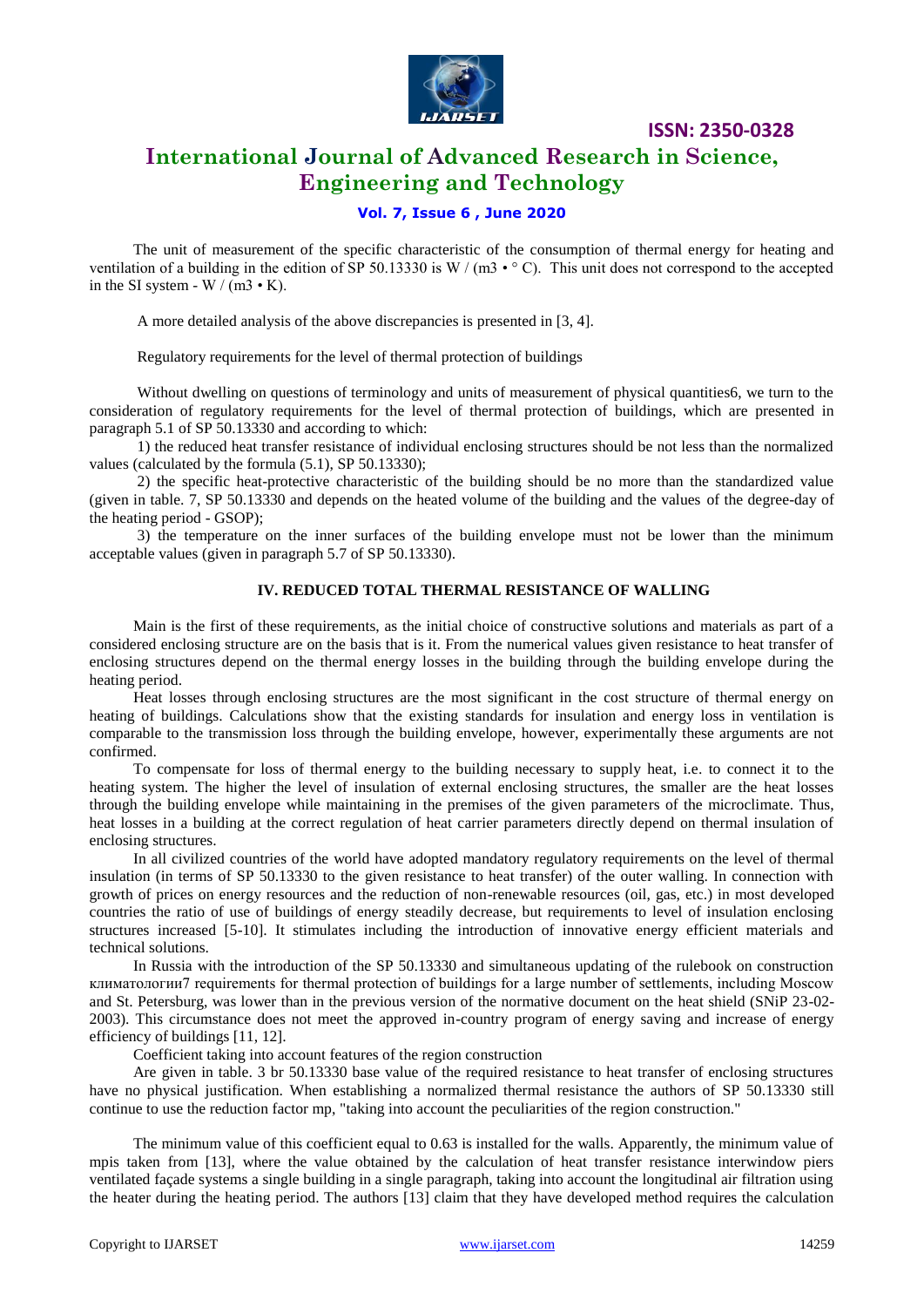The unit of measurement of the specific characteristic of the consumption of thermal energy for heating and ventilation of a building in the edition of SP 50.13330 is W / (m3 • ° C). This unit does not correspond to the accepted in the SI system - W / (m3 • K).

A more detailed analysis of the above discrepancies is presented in [3, 4].

Regulatory requirements for the level of thermal protection of buildings

Without dwelling on questions of terminology and units of measurement of physical quantities6, we turn to the consideration of regulatory requirements for the level of thermal protection of buildings, which are presented in paragraph 5.1 of SP 50.13330 and according to which:

1) the reduced heat transfer resistance of individual enclosing structures should be not less than the normalized values (calculated by the formula (5.1), SP 50.13330);

2) the specific heat-protective characteristic of the building should be no more than the standardized value (given in table. 7, SP 50.13330 and depends on the heated volume of the building and the values of the degree-day of the heating period - GSOP);

3) the temperature on the inner surfaces of the building envelope must not be lower than the minimum acceptable values (given in paragraph 5.7 of SP 50.13330).

## IV. REDUCED TOTAL THERMAL RESISTANCE OF WALLING

Main is the first of these requirements, as the initial choice of constructive solutions and materials as part of a considered enclosing structure are on the basis that is it. From the numerical values given resistance to heat transfer of enclosing structures depend on the thermal energy losses in the building through the building envelope during the heating period.

Heat losses through enclosing structures are the most significant in the cost structure of thermal energy on heating of buildings. Calculations show that the existing standards for insulation and energy loss in ventilation is comparable to the transmission loss through the building envelope, however, experimentally these arguments are not confirmed.

To compensate for loss of thermal energy to the building necessary to supply heat, i.e. to connect it to the heating system. The higher the level of insulation of external enclosing structures, the smaller are the heat losses through the building envelope while maintaining in the premises of the given parameters of the microclimate. Thus, heat losses in a building at the correct regulation of heat carrier parameters directly depend on thermal insulation of enclosing structures.

In all civilized countries of the world have adopted mandatory regulatory requirements on the level of thermal insulation (in terms of SP 50.13330 to the given resistance to heat transfer) of the outer walling. In connection with growth of prices on energy resources and the reduction of non-renewable resources (oil, gas, etc.) in most developed countries the ratio of use of buildings of energy steadily decrease, but requirements to level of insulation enclosing structures increased [5-10]. It stimulates including the introduction of innovative energy efficient materials and technical solutions.

In Russia with the introduction of the SP 50.13330 and simultaneous updating of the rulebook on construction климатологии7 requirements for thermal protection of buildings for a large number of settlements, including Moscow and St. Petersburg, was lower than in the previous version of the normative document on the heat shield (SNiP 23-02-2003). This circumstance does not meet the approved in-country program of energy saving and increase of energy efficiency of buildings [11, 12].

Coefficient taking into account features of the region construction

Are given in table. 3 br 50.13330 base value of the required resistance to heat transfer of enclosing structures have no physical justification. When establishing a normalized thermal resistance the authors of SP 50.13330 still continue to use the reduction factor mp, "taking into account the peculiarities of the region construction."

The minimum value of this coefficient equal to 0.63 is installed for the walls. Apparently, the minimum value of mpis taken from [13], where the value obtained by the calculation of heat transfer resistance interwindow piers ventilated façade systems a single building in a single paragraph, taking into account the longitudinal air filtration using the heater during the heating period. The authors [13] claim that they have developed method requires the calculation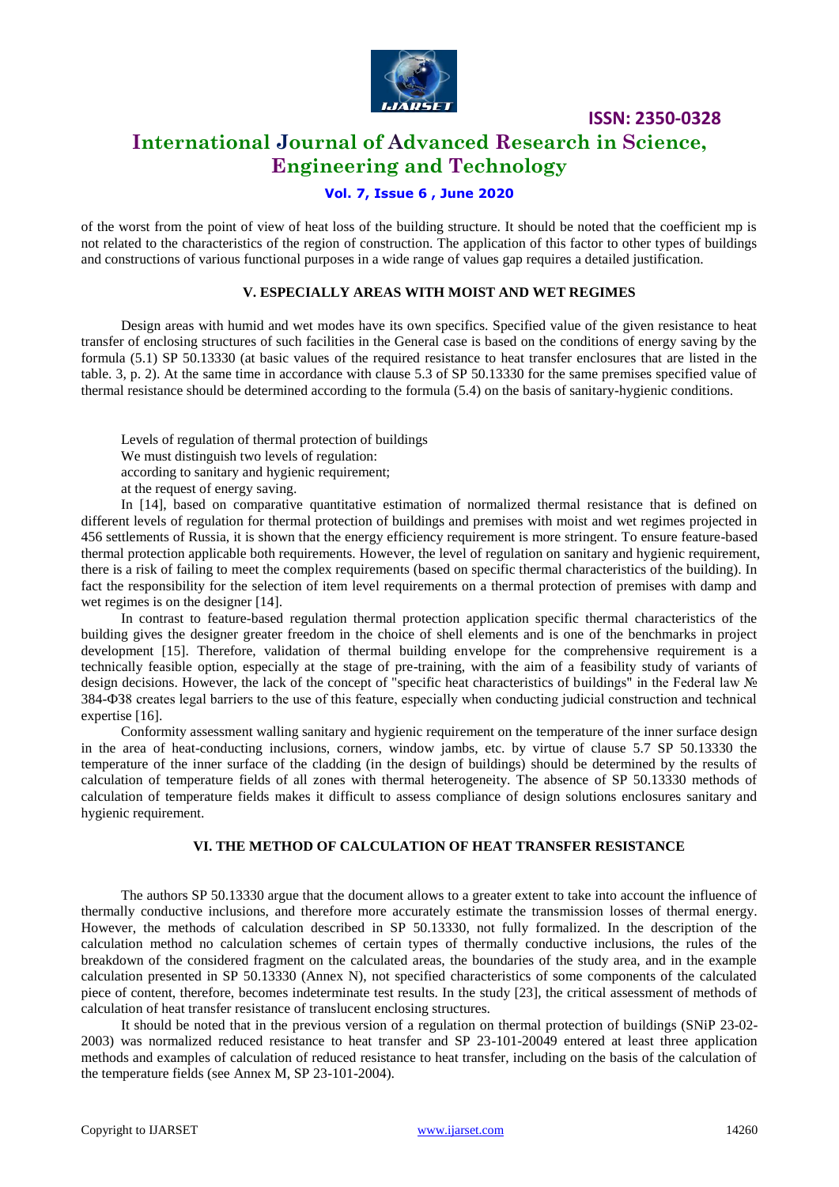of the worst from the point of view of heat loss of the building structure. It should be noted that the coefficient mp is not related to the characteristics of the region of construction. The application of this factor to other types of buildings and constructions of various functional purposes in a wide range of values gap requires a detailed justification.

## V. ESPECIALLY AREAS WITH MOIST AND WET REGIMES

Design areas with humid and wet modes have its own specifics. Specified value of the given resistance to heat transfer of enclosing structures of such facilities in the General case is based on the conditions of energy saving by the formula (5.1) SP 50.13330 (at basic values of the required resistance to heat transfer enclosures that are listed in the table. 3, p. 2). At the same time in accordance with clause 5.3 of SP 50.13330 for the same premises specified value of thermal resistance should be determined according to the formula (5.4) on the basis of sanitary-hygienic conditions.

Levels of regulation of thermal protection of buildings

We must distinguish two levels of regulation:

according to sanitary and hygienic requirement;

at the request of energy saving.

In [14], based on comparative quantitative estimation of normalized thermal resistance that is defined on different levels of regulation for thermal protection of buildings and premises with moist and wet regimes projected in 456 settlements of Russia, it is shown that the energy efficiency requirement is more stringent. To ensure feature-based thermal protection applicable both requirements. However, the level of regulation on sanitary and hygienic requirement, there is a risk of failing to meet the complex requirements (based on specific thermal characteristics of the building). In fact the responsibility for the selection of item level requirements on a thermal protection of premises with damp and wet regimes is on the designer [14].

In contrast to feature-based regulation thermal protection application specific thermal characteristics of the building gives the designer greater freedom in the choice of shell elements and is one of the benchmarks in project development [15]. Therefore, validation of thermal building envelope for the comprehensive requirement is a technically feasible option, especially at the stage of pre-training, with the aim of a feasibility study of variants of design decisions. However, the lack of the concept of "specific heat characteristics of buildings" in the Federal law № 384-ФЗ8 creates legal barriers to the use of this feature, especially when conducting judicial construction and technical expertise [16].

Conformity assessment walling sanitary and hygienic requirement on the temperature of the inner surface design in the area of heat-conducting inclusions, corners, window jambs, etc. by virtue of clause 5.7 SP 50.13330 the temperature of the inner surface of the cladding (in the design of buildings) should be determined by the results of calculation of temperature fields of all zones with thermal heterogeneity. The absence of SP 50.13330 methods of calculation of temperature fields makes it difficult to assess compliance of design solutions enclosures sanitary and hygienic requirement.

## VI. THE METHOD OF CALCULATION OF HEAT TRANSFER RESISTANCE

The authors SP 50.13330 argue that the document allows to a greater extent to take into account the influence of thermally conductive inclusions, and therefore more accurately estimate the transmission losses of thermal energy. However, the methods of calculation described in SP 50.13330, not fully formalized. In the description of the calculation method no calculation schemes of certain types of thermally conductive inclusions, the rules of the breakdown of the considered fragment on the calculated areas, the boundaries of the study area, and in the example calculation presented in SP 50.13330 (Annex N), not specified characteristics of some components of the calculated piece of content, therefore, becomes indeterminate test results. In the study [23], the critical assessment of methods of calculation of heat transfer resistance of translucent enclosing structures.

It should be noted that in the previous version of a regulation on thermal protection of buildings (SNiP 23-02-2003) was normalized reduced resistance to heat transfer and SP 23-101-20049 entered at least three application methods and examples of calculation of reduced resistance to heat transfer, including on the basis of the calculation of the temperature fields (see Annex M, SP 23-101-2004).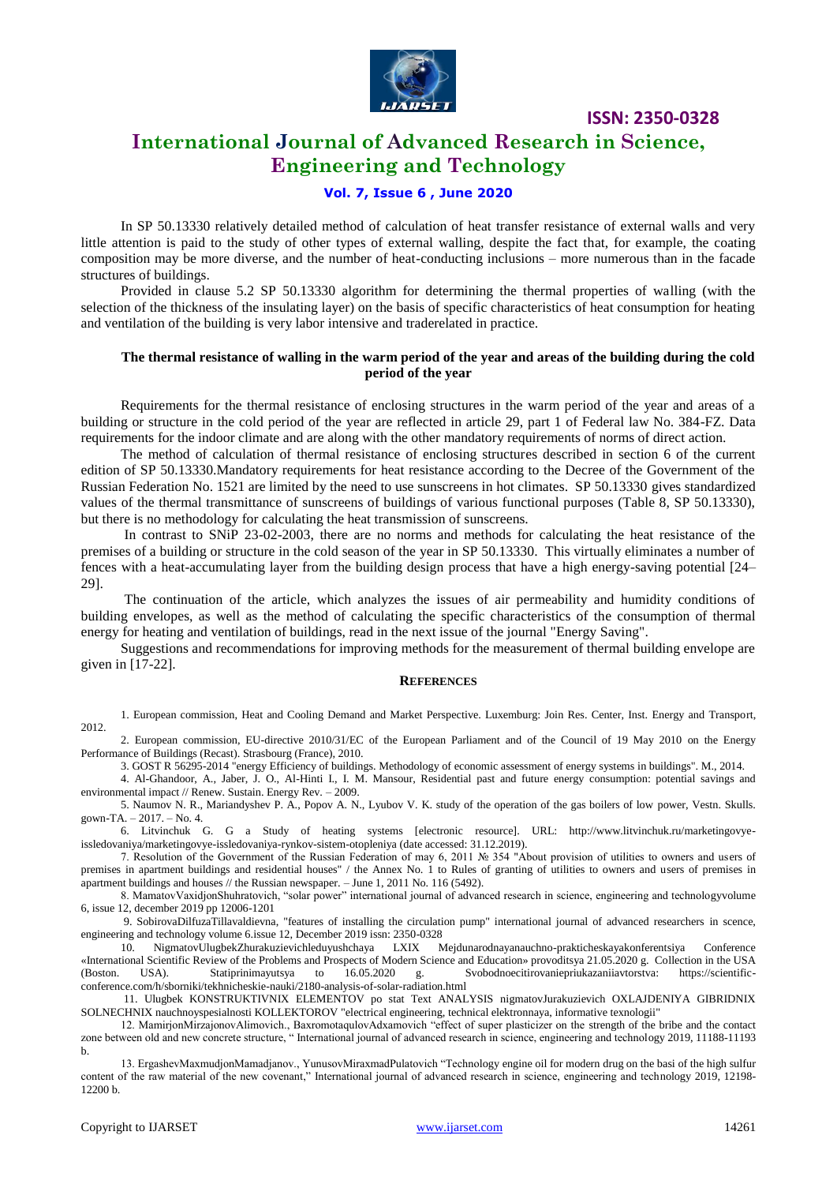In SP 50.13330 relatively detailed method of calculation of heat transfer resistance of external walls and very little attention is paid to the study of other types of external walling, despite the fact that, for example, the coating composition may be more diverse, and the number of heat-conducting inclusions – more numerous than in the facade structures of buildings.

Provided in clause 5.2 SP 50.13330 algorithm for determining the thermal properties of walling (with the selection of the thickness of the insulating layer) on the basis of specific characteristics of heat consumption for heating and ventilation of the building is very labor intensive and traderelated in practice.

**The thermal resistance of walling in the warm period of the year and areas of the building during the cold period of the year**

Requirements for the thermal resistance of enclosing structures in the warm period of the year and areas of a building or structure in the cold period of the year are reflected in article 29, part 1 of Federal law No. 384-FZ. Data requirements for the indoor climate and are along with the other mandatory requirements of norms of direct action.

The method of calculation of thermal resistance of enclosing structures described in section 6 of the current edition of SP 50.13330.Mandatory requirements for heat resistance according to the Decree of the Government of the Russian Federation No. 1521 are limited by the need to use sunscreens in hot climates. SP 50.13330 gives standardized values of the thermal transmittance of sunscreens of buildings of various functional purposes (Table 8, SP 50.13330), but there is no methodology for calculating the heat transmission of sunscreens.

In contrast to SNiP 23-02-2003, there are no norms and methods for calculating the heat resistance of the premises of a building or structure in the cold season of the year in SP 50.13330. This virtually eliminates a number of fences with a heat-accumulating layer from the building design process that have a high energy-saving potential [24–29].

The continuation of the article, which analyzes the issues of air permeability and humidity conditions of building envelopes, as well as the method of calculating the specific characteristics of the consumption of thermal energy for heating and ventilation of buildings, read in the next issue of the journal "Energy Saving".

Suggestions and recommendations for improving methods for the measurement of thermal building envelope are given in [17-22].

## REFERENCES

1. European commission, Heat and Cooling Demand and Market Perspective. Luxemburg: Join Res. Center, Inst. Energy and Transport, 2012.
2. European commission, EU-directive 2010/31/EC of the European Parliament and of the Council of 19 May 2010 on the Energy Performance of Buildings (Recast). Strasbourg (France), 2010.
3. GOST R 56295-2014 "energy Efficiency of buildings. Methodology of economic assessment of energy systems in buildings". M., 2014.
4. Al-Ghandoor, A., Jaber, J. O., Al-Hinti I., I. M. Mansour, Residential past and future energy consumption: potential savings and environmental impact // Renew. Sustain. Energy Rev. – 2009.
5. Naumov N. R., Mariandyshev P. A., Popov A. N., Lyubov V. K. study of the operation of the gas boilers of low power, Vestn. Skulls. gown-TA. – 2017. – No. 4.
6. Litvinchuk G. G a Study of heating systems [electronic resource]. URL: http://www.litvinchuk.ru/marketingovye-issledovaniya/marketingovye-issledovaniya-rynkov-sistem-otopleniya (date accessed: 31.12.2019).
7. Resolution of the Government of the Russian Federation of may 6, 2011 № 354 "About provision of utilities to owners and users of premises in apartment buildings and residential houses" / the Annex No. 1 to Rules of granting of utilities to owners and users of premises in apartment buildings and houses // the Russian newspaper. – June 1, 2011 No. 116 (5492).
8. MamatovVaxidjonShuhratovich, "solar power" international journal of advanced research in science, engineering and technologyvolume 6, issue 12, december 2019 pp 12006-1201
9. SobirovaDilfuzaTillavaldievna, "features of installing the circulation pump" international journal of advanced researchers in scence, engineering and technology volume 6.issue 12, December 2019 issn: 2350-0328
10. NigmatovUlugbekZhurakuzievichleduyushchaya LXIX Mejdunarodnayanauchno-prakticheskayakonferentsiya Conference «International Scientific Review of the Problems and Prospects of Modern Science and Education» provoditsya 21.05.2020 g. Collection in the USA (Boston. USA). Statiprinimayutsya to 16.05.2020 g. Svobodnoecitirovaniepriukazaniiavtorstva: https://scientific-conference.com/h/sborniki/tekhnicheskie-nauki/2180-analysis-of-solar-radiation.html
11. Ulugbek KONSTRUKTIVNIX ELEMENTOV po stat Text ANALYSIS nigmatovJurakuzievich OXLAJDENIYA GIBRIDNIX SOLNECHNIX nauchnoyspesialnosti KOLLEKTOROV "electrical engineering, technical elektronnaya, informative texnologii"
12. MamirjonMirzajonovAlimovich., BaxromotaqulovAdxamovich "effect of super plasticizer on the strength of the bribe and the contact zone between old and new concrete structure, " International journal of advanced research in science, engineering and technology 2019, 11188-11193 b.
13. ErgashevMaxmudjonMamadjanov., YunusovMiraxmadPulatovich "Technology engine oil for modern drug on the basi of the high sulfur content of the raw material of the new covenant," International journal of advanced research in science, engineering and technology 2019, 12198-12200 b.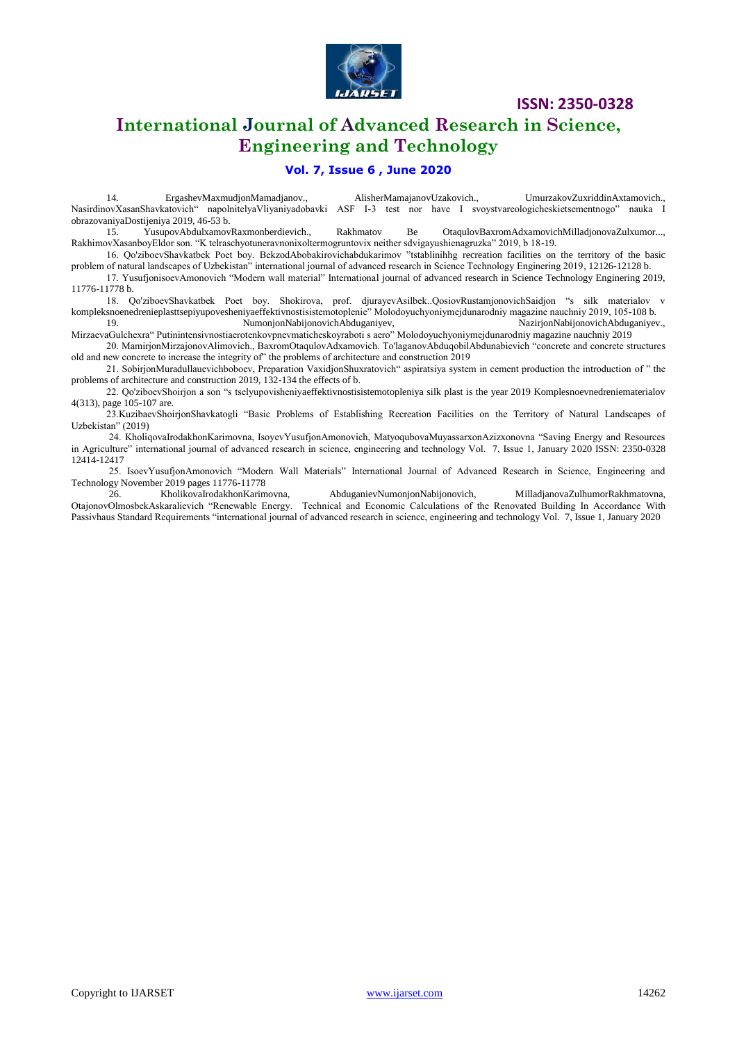14. ErgashevMaxmudjonMamadjanov., AlisherMamajanovUzakovich., UmurzakovZuxriddinAxtamovich., NasirdinovXasanShavkatovich" napolnitelyaVliyaniyadobavki ASF I-3 test nor have I svoystvareologicheskietsementnogo" nauka I obrazovaniyaDostijeniya 2019, 46-53 b.

15. YusupovAbdulxamovRaxmonberdievich., Rakhmatov Be OtaqulovBaxromAdxamovichMilladjonovaZulxumor..., RakhimovXasanboyEldor son. "K telraschyotuneravnonixoltermogruntovix neither sdvigayushienagruzka" 2019, b 18-19.

16. Qo'ziboevShavkatbek Poet boy. BekzodAbobakirovichabdukarimov "tstablinihhg recreation facilities on the territory of the basic problem of natural landscapes of Uzbekistan" international journal of advanced research in Science Technology Enginering 2019, 12126-12128 b.

17. YusufjonisoevAmonovich "Modern wall material" International journal of advanced research in Science Technology Enginering 2019, 11776-11778 b.

18. Qo'ziboevShavkatbek Poet boy. Shokirova, prof. djurayevAsilbek..QosiovRustamjonovichSaidjon "s silk materialov v kompleksnoenedrenieplasttsepiyupovesheniyaeffektivnostisistemotoplenie" Molodoyuchyoniymejdunarodniy magazine nauchniy 2019, 105-108 b.

19. NumonjonNabijonovichAbduganiyev, NazirjonNabijonovichAbduganiyev., MirzaevaGulchexra" Putinintensivnostiaerotenkovpnevmaticheskoyraboti s aero" Molodoyuchyoniymejdunarodniy magazine nauchniy 2019

20. MamirjonMirzajonovAlimovich., BaxromOtaqulovAdxamovich. To'laganovAbduqobilAbdunabievich "concrete and concrete structures old and new concrete to increase the integrity of" the problems of architecture and construction 2019

21. SobirjonMuradullauevichboboev, Preparation VaxidjonShuxratovich" aspiratsiya system in cement production the introduction of " the problems of architecture and construction 2019, 132-134 the effects of b.

22. Qo'ziboevShoirjon a son "s tselyupovisheniyaeffektivnostisistemotopleniya silk plast is the year 2019 Komplesnoevnedreniematerialov 4(313), page 105-107 are.

23.KuzibaevShoirjonShavkatogli "Basic Problems of Establishing Recreation Facilities on the Territory of Natural Landscapes of Uzbekistan" (2019)

24. KholiqovaIrodakhonKarimovna, IsoyevYusufjonAmonovich, MatyoqubovaMuyassarxonAzizxonovna "Saving Energy and Resources in Agriculture" international journal of advanced research in science, engineering and technology Vol. 7, Issue 1, January 2020 ISSN: 2350-0328 12414-12417

25. IsoevYusufjonAmonovich "Modern Wall Materials" International Journal of Advanced Research in Science, Engineering and Technology November 2019 pages 11776-11778

26. KholikovaIrodakhonKarimovna, AbduganievNumonjonNabijonovich, MilladjanovaZulhumorRakhmatovna, OtajonovOlmosbekAskaralievich "Renewable Energy. Technical and Economic Calculations of the Renovated Building In Accordance With Passivhaus Standard Requirements "international journal of advanced research in science, engineering and technology Vol. 7, Issue 1, January 2020